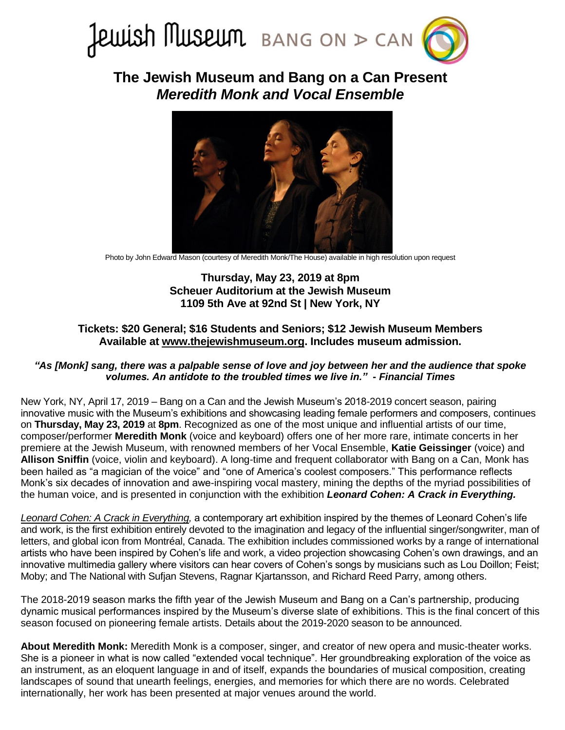Jewish Museum BANG ON A CAN

# The Jewish Museum and Bang on a Can Present *Meredith Monk and Vocal Ensemble*

Photo by John Edward Mason (courtesy of Meredith Monk/The House) available in high resolution upon request

**Thursday, May 23, 2019 at 8pm**
**Scheuer Auditorium at the Jewish Museum**
**1109 5th Ave at 92nd St | New York, NY**

**Tickets: $20 General; $16 Students and Seniors; $12 Jewish Museum Members**
**Available at www.thejewishmuseum.org. Includes museum admission.**

***"As [Monk] sang, there was a palpable sense of love and joy between her and the audience that spoke volumes. An antidote to the troubled times we live in." - Financial Times***

New York, NY, April 17, 2019 – Bang on a Can and the Jewish Museum's 2018-2019 concert season, pairing innovative music with the Museum's exhibitions and showcasing leading female performers and composers, continues on **Thursday, May 23, 2019** at **8pm**. Recognized as one of the most unique and influential artists of our time, composer/performer **Meredith Monk** (voice and keyboard) offers one of her more rare, intimate concerts in her premiere at the Jewish Museum, with renowned members of her Vocal Ensemble, **Katie Geissinger** (voice) and **Allison Sniffin** (voice, violin and keyboard). A long-time and frequent collaborator with Bang on a Can, Monk has been hailed as "a magician of the voice" and "one of America's coolest composers." This performance reflects Monk's six decades of innovation and awe-inspiring vocal mastery, mining the depths of the myriad possibilities of the human voice, and is presented in conjunction with the exhibition ***Leonard Cohen: A Crack in Everything.***

*Leonard Cohen: A Crack in Everything,* a contemporary art exhibition inspired by the themes of Leonard Cohen's life and work, is the first exhibition entirely devoted to the imagination and legacy of the influential singer/songwriter, man of letters, and global icon from Montréal, Canada. The exhibition includes commissioned works by a range of international artists who have been inspired by Cohen's life and work, a video projection showcasing Cohen's own drawings, and an innovative multimedia gallery where visitors can hear covers of Cohen's songs by musicians such as Lou Doillon; Feist; Moby; and The National with Sufjan Stevens, Ragnar Kjartansson, and Richard Reed Parry, among others.

The 2018-2019 season marks the fifth year of the Jewish Museum and Bang on a Can's partnership, producing dynamic musical performances inspired by the Museum's diverse slate of exhibitions. This is the final concert of this season focused on pioneering female artists. Details about the 2019-2020 season to be announced.

**About Meredith Monk:** Meredith Monk is a composer, singer, and creator of new opera and music-theater works. She is a pioneer in what is now called "extended vocal technique". Her groundbreaking exploration of the voice as an instrument, as an eloquent language in and of itself, expands the boundaries of musical composition, creating landscapes of sound that unearth feelings, energies, and memories for which there are no words. Celebrated internationally, her work has been presented at major venues around the world.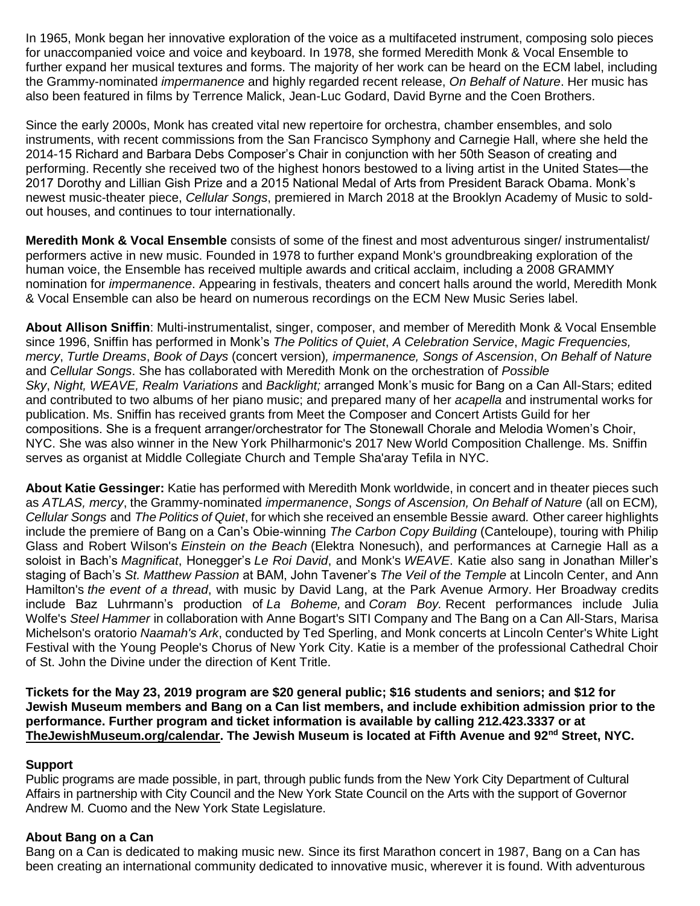In 1965, Monk began her innovative exploration of the voice as a multifaceted instrument, composing solo pieces for unaccompanied voice and voice and keyboard. In 1978, she formed Meredith Monk & Vocal Ensemble to further expand her musical textures and forms. The majority of her work can be heard on the ECM label, including the Grammy-nominated *impermanence* and highly regarded recent release, *On Behalf of Nature*. Her music has also been featured in films by Terrence Malick, Jean-Luc Godard, David Byrne and the Coen Brothers.

Since the early 2000s, Monk has created vital new repertoire for orchestra, chamber ensembles, and solo instruments, with recent commissions from the San Francisco Symphony and Carnegie Hall, where she held the 2014-15 Richard and Barbara Debs Composer's Chair in conjunction with her 50th Season of creating and performing. Recently she received two of the highest honors bestowed to a living artist in the United States—the 2017 Dorothy and Lillian Gish Prize and a 2015 National Medal of Arts from President Barack Obama. Monk's newest music-theater piece, *Cellular Songs*, premiered in March 2018 at the Brooklyn Academy of Music to sold-out houses, and continues to tour internationally.

**Meredith Monk & Vocal Ensemble** consists of some of the finest and most adventurous singer/ instrumentalist/ performers active in new music. Founded in 1978 to further expand Monk's groundbreaking exploration of the human voice, the Ensemble has received multiple awards and critical acclaim, including a 2008 GRAMMY nomination for *impermanence*. Appearing in festivals, theaters and concert halls around the world, Meredith Monk & Vocal Ensemble can also be heard on numerous recordings on the ECM New Music Series label.

**About Allison Sniffin**: Multi-instrumentalist, singer, composer, and member of Meredith Monk & Vocal Ensemble since 1996, Sniffin has performed in Monk's *The Politics of Quiet*, *A Celebration Service*, *Magic Frequencies, mercy*, *Turtle Dreams*, *Book of Days* (concert version)*, impermanence, Songs of Ascension*, *On Behalf of Nature* and *Cellular Songs*. She has collaborated with Meredith Monk on the orchestration of *Possible Sky*, *Night, WEAVE, Realm Variations* and *Backlight;* arranged Monk's music for Bang on a Can All-Stars; edited and contributed to two albums of her piano music; and prepared many of her *acapella* and instrumental works for publication. Ms. Sniffin has received grants from Meet the Composer and Concert Artists Guild for her compositions. She is a frequent arranger/orchestrator for The Stonewall Chorale and Melodia Women's Choir, NYC. She was also winner in the New York Philharmonic's 2017 New World Composition Challenge. Ms. Sniffin serves as organist at Middle Collegiate Church and Temple Sha'aray Tefila in NYC.

**About Katie Gessinger:** Katie has performed with Meredith Monk worldwide, in concert and in theater pieces such as *ATLAS, mercy*, the Grammy-nominated *impermanence*, *Songs of Ascension, On Behalf of Nature* (all on ECM)*, Cellular Songs* and *The Politics of Quiet*, for which she received an ensemble Bessie award*.* Other career highlights include the premiere of Bang on a Can's Obie-winning *The Carbon Copy Building* (Canteloupe), touring with Philip Glass and Robert Wilson's *Einstein on the Beach* (Elektra Nonesuch), and performances at Carnegie Hall as a soloist in Bach's *Magnificat*, Honegger's *Le Roi David*, and Monk's *WEAVE*. Katie also sang in Jonathan Miller's staging of Bach's *St. Matthew Passion* at BAM, John Tavener's *The Veil of the Temple* at Lincoln Center, and Ann Hamilton's *the event of a thread*, with music by David Lang, at the Park Avenue Armory. Her Broadway credits include Baz Luhrmann's production of *La Boheme,* and *Coram Boy.* Recent performances include Julia Wolfe's *Steel Hammer* in collaboration with Anne Bogart's SITI Company and The Bang on a Can All-Stars, Marisa Michelson's oratorio *Naamah's Ark*, conducted by Ted Sperling, and Monk concerts at Lincoln Center's White Light Festival with the Young People's Chorus of New York City. Katie is a member of the professional Cathedral Choir of St. John the Divine under the direction of Kent Tritle.

**Tickets for the May 23, 2019 program are $20 general public; $16 students and seniors; and $12 for Jewish Museum members and Bang on a Can list members, and include exhibition admission prior to the performance. Further program and ticket information is available by calling 212.423.3337 or at TheJewishMuseum.org/calendar. The Jewish Museum is located at Fifth Avenue and 92nd Street, NYC.**

### Support

Public programs are made possible, in part, through public funds from the New York City Department of Cultural Affairs in partnership with City Council and the New York State Council on the Arts with the support of Governor Andrew M. Cuomo and the New York State Legislature.

### About Bang on a Can

Bang on a Can is dedicated to making music new. Since its first Marathon concert in 1987, Bang on a Can has been creating an international community dedicated to innovative music, wherever it is found. With adventurous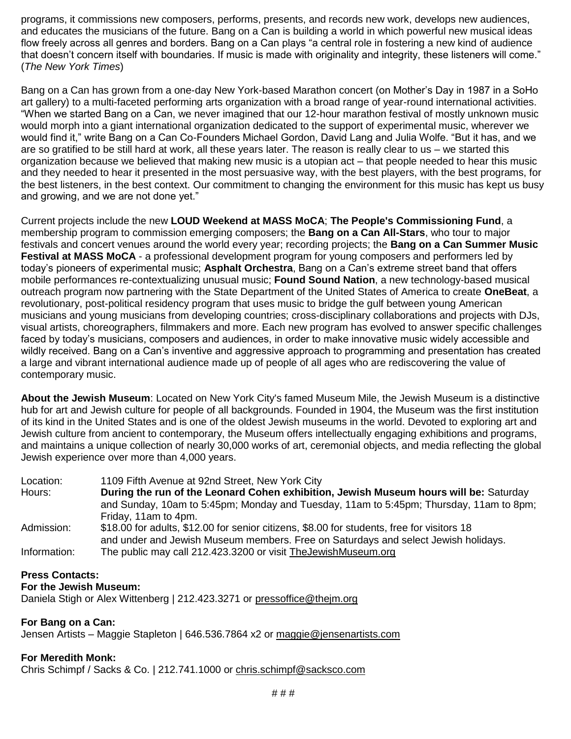programs, it commissions new composers, performs, presents, and records new work, develops new audiences, and educates the musicians of the future. Bang on a Can is building a world in which powerful new musical ideas flow freely across all genres and borders. Bang on a Can plays "a central role in fostering a new kind of audience that doesn't concern itself with boundaries. If music is made with originality and integrity, these listeners will come." (*The New York Times*)

Bang on a Can has grown from a one-day New York-based Marathon concert (on Mother's Day in 1987 in a SoHo art gallery) to a multi-faceted performing arts organization with a broad range of year-round international activities. "When we started Bang on a Can, we never imagined that our 12-hour marathon festival of mostly unknown music would morph into a giant international organization dedicated to the support of experimental music, wherever we would find it," write Bang on a Can Co-Founders Michael Gordon, David Lang and Julia Wolfe. "But it has, and we are so gratified to be still hard at work, all these years later. The reason is really clear to us – we started this organization because we believed that making new music is a utopian act – that people needed to hear this music and they needed to hear it presented in the most persuasive way, with the best players, with the best programs, for the best listeners, in the best context. Our commitment to changing the environment for this music has kept us busy and growing, and we are not done yet."

Current projects include the new **LOUD Weekend at MASS MoCA**; **The People's Commissioning Fund**, a membership program to commission emerging composers; the **Bang on a Can All-Stars**, who tour to major festivals and concert venues around the world every year; recording projects; the **Bang on a Can Summer Music Festival at MASS MoCA** - a professional development program for young composers and performers led by today's pioneers of experimental music; **Asphalt Orchestra**, Bang on a Can's extreme street band that offers mobile performances re-contextualizing unusual music; **Found Sound Nation**, a new technology-based musical outreach program now partnering with the State Department of the United States of America to create **OneBeat**, a revolutionary, post-political residency program that uses music to bridge the gulf between young American musicians and young musicians from developing countries; cross-disciplinary collaborations and projects with DJs, visual artists, choreographers, filmmakers and more. Each new program has evolved to answer specific challenges faced by today's musicians, composers and audiences, in order to make innovative music widely accessible and wildly received. Bang on a Can's inventive and aggressive approach to programming and presentation has created a large and vibrant international audience made up of people of all ages who are rediscovering the value of contemporary music.

**About the Jewish Museum**: Located on New York City's famed Museum Mile, the Jewish Museum is a distinctive hub for art and Jewish culture for people of all backgrounds. Founded in 1904, the Museum was the first institution of its kind in the United States and is one of the oldest Jewish museums in the world. Devoted to exploring art and Jewish culture from ancient to contemporary, the Museum offers intellectually engaging exhibitions and programs, and maintains a unique collection of nearly 30,000 works of art, ceremonial objects, and media reflecting the global Jewish experience over more than 4,000 years.

| | |
|---|---|
| Location: | 1109 Fifth Avenue at 92nd Street, New York City |
| Hours: | **During the run of the Leonard Cohen exhibition, Jewish Museum hours will be:** Saturday and Sunday, 10am to 5:45pm; Monday and Tuesday, 11am to 5:45pm; Thursday, 11am to 8pm; Friday, 11am to 4pm. |
| Admission: | $18.00 for adults, $12.00 for senior citizens, $8.00 for students, free for visitors 18 and under and Jewish Museum members. Free on Saturdays and select Jewish holidays. |
| Information: | The public may call 212.423.3200 or visit TheJewishMuseum.org |

**Press Contacts:**

**For the Jewish Museum:**
Daniela Stigh or Alex Wittenberg | 212.423.3271 or pressoffice@thejm.org

**For Bang on a Can:**
Jensen Artists – Maggie Stapleton | 646.536.7864 x2 or maggie@jensenartists.com

**For Meredith Monk:**
Chris Schimpf / Sacks & Co. | 212.741.1000 or chris.schimpf@sacksco.com

# # #